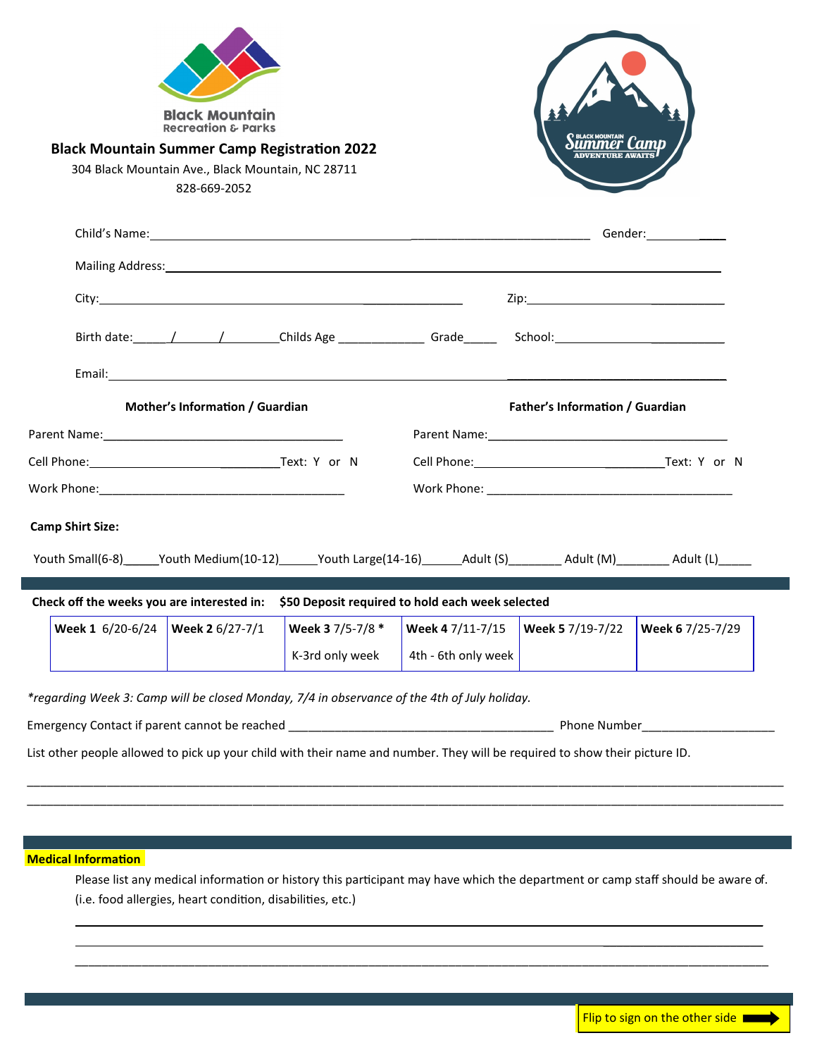Black Mountain Recreation & Parks

# Black Mountain Summer Camp Registration 2022

304 Black Mountain Ave., Black Mountain, NC 28711

828-669-2052

BLACK MOUNTAIN Summer Camp ADVENTURE AWAITS

Child's Name:_____________________________________________ Gender:__________

Mailing Address:_____________________________________________

City:_____________________________ Zip:_______________

Birth date:_____/______/________Childs Age _____________ Grade_____ School:_______________

Email:_____________________________________________

**Mother's Information / Guardian**

Parent Name:_______________________________

Cell Phone:_______________________Text: Y or N

Work Phone:_______________________________

**Father's Information / Guardian**

Parent Name:_______________________________

Cell Phone:_______________________Text: Y or N

Work Phone: _______________________________

**Camp Shirt Size:**

Youth Small(6-8)_____Youth Medium(10-12)_____Youth Large(14-16)______Adult (S)________ Adult (M)________ Adult (L)_____

**Check off the weeks you are interested in: $50 Deposit required to hold each week selected**

| **Week 1** 6/20-6/24 | **Week 2** 6/27-7/1 | **Week 3** 7/5-7/8 * | **Week 4** 7/11-7/15 | **Week 5** 7/19-7/22 | **Week 6** 7/25-7/29 |
|---|---|---|---|---|---|
| | | K-3rd only week | 4th - 6th only week | | |

*\*regarding Week 3: Camp will be closed Monday, 7/4 in observance of the 4th of July holiday.*

Emergency Contact if parent cannot be reached _______________________________ Phone Number___________________

List other people allowed to pick up your child with their name and number. They will be required to show their picture ID.

_____________________________________________________________________________

_____________________________________________________________________________

**Medical Information**

Please list any medical information or history this participant may have which the department or camp staff should be aware of. (i.e. food allergies, heart condition, disabilities, etc.)

_____________________________________________________________________________

_____________________________________________________________________________

_____________________________________________________________________________

Flip to sign on the other side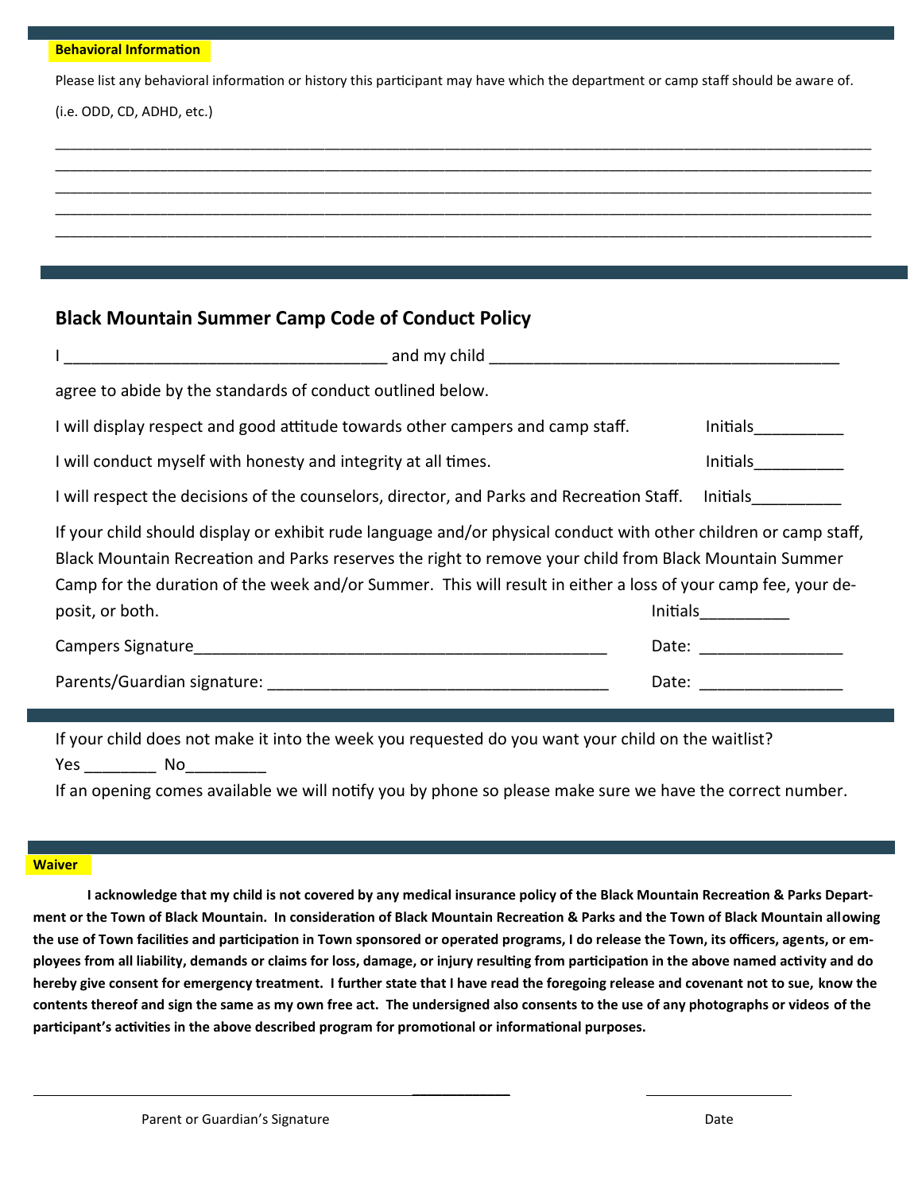**Behavioral Information**

Please list any behavioral information or history this participant may have which the department or camp staff should be aware of.

(i.e. ODD, CD, ADHD, etc.)

_______________________________________________________________________________________________

_______________________________________________________________________________________________

_______________________________________________________________________________________________

_______________________________________________________________________________________________

_______________________________________________________________________________________________

## Black Mountain Summer Camp Code of Conduct Policy

I ___________________________________ and my child ______________________________________

agree to abide by the standards of conduct outlined below.

I will display respect and good attitude towards other campers and camp staff. Initials__________

I will conduct myself with honesty and integrity at all times. Initials__________

I will respect the decisions of the counselors, director, and Parks and Recreation Staff. Initials__________

If your child should display or exhibit rude language and/or physical conduct with other children or camp staff, Black Mountain Recreation and Parks reserves the right to remove your child from Black Mountain Summer Camp for the duration of the week and/or Summer. This will result in either a loss of your camp fee, your deposit, or both. Initials__________

Campers Signature_______________________________________________ Date: ________________

Parents/Guardian signature: _______________________________________ Date: ________________

If your child does not make it into the week you requested do you want your child on the waitlist?

Yes ________ No_________

If an opening comes available we will notify you by phone so please make sure we have the correct number.

**Waiver**

**I acknowledge that my child is not covered by any medical insurance policy of the Black Mountain Recreation & Parks Department or the Town of Black Mountain. In consideration of Black Mountain Recreation & Parks and the Town of Black Mountain allowing the use of Town facilities and participation in Town sponsored or operated programs, I do release the Town, its officers, agents, or employees from all liability, demands or claims for loss, damage, or injury resulting from participation in the above named activity and do hereby give consent for emergency treatment. I further state that I have read the foregoing release and covenant not to sue, know the contents thereof and sign the same as my own free act. The undersigned also consents to the use of any photographs or videos of the participant's activities in the above described program for promotional or informational purposes.**

_______________________________________________ ____________________

Parent or Guardian's Signature Date